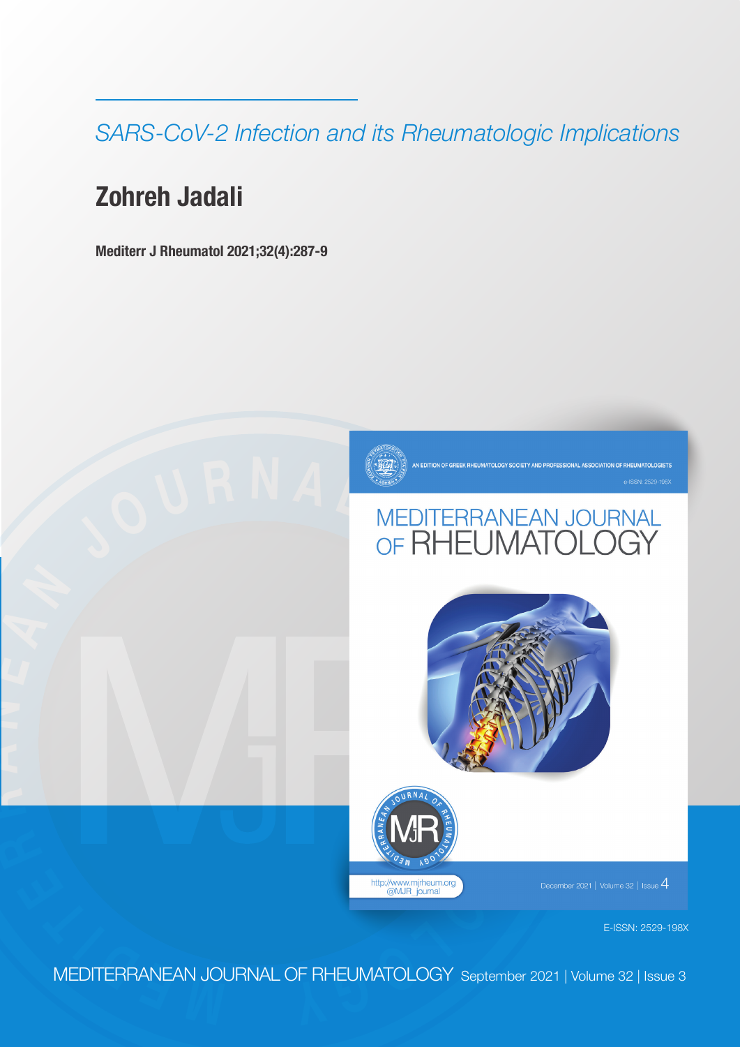*SARS-CoV-2 Infection and its Rheumatologic Implications*

# Zohreh Jadali

**Mediterr J Rheumatol 2021;32(4):287-9**

E-ISSN: 2529-198X

MEDITERRANEAN JOURNAL OF RHEUMATOLOGY September 2021 | Volume 32 | Issue 3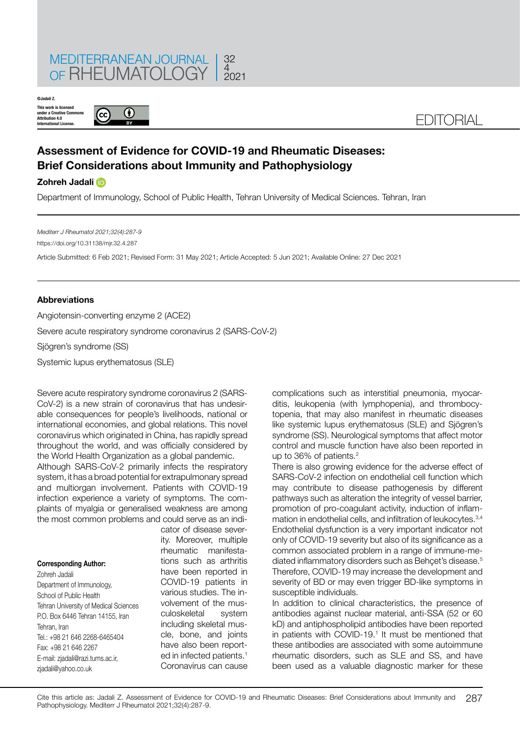# Assessment of Evidence for COVID-19 and Rheumatic Diseases: Brief Considerations about Immunity and Pathophysiology

**Zohreh Jadali**

Department of Immunology, School of Public Health, Tehran University of Medical Sciences. Tehran, Iran

*Mediterr J Rheumatol 2021;32(4):287-9*

https://doi.org/10.31138/mjr.32.4.287

Article Submitted: 6 Feb 2021; Revised Form: 31 May 2021; Article Accepted: 5 Jun 2021; Available Online: 27 Dec 2021

©Jadali Z. This work is licensed under a Creative Commons Attribution 4.0 International License.

**Abbreviations**

Angiotensin-converting enzyme 2 (ACE2)

Severe acute respiratory syndrome coronavirus 2 (SARS-CoV-2)

Sjögren's syndrome (SS)

Systemic lupus erythematosus (SLE)

Severe acute respiratory syndrome coronavirus 2 (SARS-CoV-2) is a new strain of coronavirus that has undesirable consequences for people's livelihoods, national or international economies, and global relations. This novel coronavirus which originated in China, has rapidly spread throughout the world, and was officially considered by the World Health Organization as a global pandemic.

Although SARS-CoV-2 primarily infects the respiratory system, it has a broad potential for extrapulmonary spread and multiorgan involvement. Patients with COVID-19 infection experience a variety of symptoms. The complaints of myalgia or generalised weakness are among the most common problems and could serve as an indicator of disease severity. Moreover, multiple rheumatic manifestations such as arthritis have been reported in COVID-19 patients in various studies. The involvement of the musculoskeletal system including skeletal muscle, bone, and joints have also been reported in infected patients.[1] Coronavirus can cause complications such as interstitial pneumonia, myocarditis, leukopenia (with lymphopenia), and thrombocytopenia, that may also manifest in rheumatic diseases like systemic lupus erythematosus (SLE) and Sjögren's syndrome (SS). Neurological symptoms that affect motor control and muscle function have also been reported in up to 36% of patients.[2]

There is also growing evidence for the adverse effect of SARS-CoV-2 infection on endothelial cell function which may contribute to disease pathogenesis by different pathways such as alteration the integrity of vessel barrier, promotion of pro-coagulant activity, induction of inflammation in endothelial cells, and infiltration of leukocytes.[3,4] Endothelial dysfunction is a very important indicator not only of COVID-19 severity but also of its significance as a common associated problem in a range of immune-mediated inflammatory disorders such as Behçet's disease.[5] Therefore, COVID-19 may increase the development and severity of BD or may even trigger BD-like symptoms in susceptible individuals.

In addition to clinical characteristics, the presence of antibodies against nuclear material, anti-SSA (52 or 60 kD) and antiphospholipid antibodies have been reported in patients with COVID-19.[1] It must be mentioned that these antibodies are associated with some autoimmune rheumatic disorders, such as SLE and SS, and have been used as a valuable diagnostic marker for these

**Corresponding Author:**
Zohreh Jadali
Department of Immunology,
School of Public Health
Tehran University of Medical Sciences
P.O. Box 6446 Tehran 14155, Iran
Tehran, Iran
Tel.: +98 21 646 2268-6465404
Fax: +98 21 646 2267
E-mail: zjadali@razi.tums.ac.ir, zjadali@yahoo.co.uk

Cite this article as: Jadali Z. Assessment of Evidence for COVID-19 and Rheumatic Diseases: Brief Considerations about Immunity and Pathophysiology. Mediterr J Rheumatol 2021;32(4):287-9.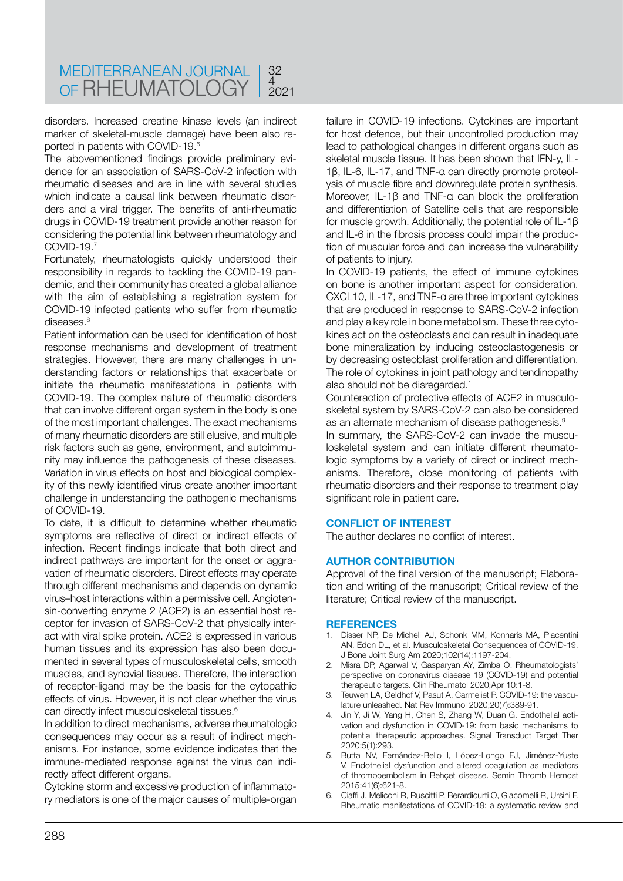disorders. Increased creatine kinase levels (an indirect marker of skeletal-muscle damage) have been also reported in patients with COVID-19.[6]

The abovementioned findings provide preliminary evidence for an association of SARS-CoV-2 infection with rheumatic diseases and are in line with several studies which indicate a causal link between rheumatic disorders and a viral trigger. The benefits of anti-rheumatic drugs in COVID-19 treatment provide another reason for considering the potential link between rheumatology and COVID-19.[7]

Fortunately, rheumatologists quickly understood their responsibility in regards to tackling the COVID-19 pandemic, and their community has created a global alliance with the aim of establishing a registration system for COVID-19 infected patients who suffer from rheumatic diseases.[8]

Patient information can be used for identification of host response mechanisms and development of treatment strategies. However, there are many challenges in understanding factors or relationships that exacerbate or initiate the rheumatic manifestations in patients with COVID-19. The complex nature of rheumatic disorders that can involve different organ system in the body is one of the most important challenges. The exact mechanisms of many rheumatic disorders are still elusive, and multiple risk factors such as gene, environment, and autoimmunity may influence the pathogenesis of these diseases. Variation in virus effects on host and biological complexity of this newly identified virus create another important challenge in understanding the pathogenic mechanisms of COVID-19.

To date, it is difficult to determine whether rheumatic symptoms are reflective of direct or indirect effects of infection. Recent findings indicate that both direct and indirect pathways are important for the onset or aggravation of rheumatic disorders. Direct effects may operate through different mechanisms and depends on dynamic virus–host interactions within a permissive cell. Angiotensin-converting enzyme 2 (ACE2) is an essential host receptor for invasion of SARS-CoV-2 that physically interact with viral spike protein. ACE2 is expressed in various human tissues and its expression has also been documented in several types of musculoskeletal cells, smooth muscles, and synovial tissues. Therefore, the interaction of receptor-ligand may be the basis for the cytopathic effects of virus. However, it is not clear whether the virus can directly infect musculoskeletal tissues.[6]

In addition to direct mechanisms, adverse rheumatologic consequences may occur as a result of indirect mechanisms. For instance, some evidence indicates that the immune-mediated response against the virus can indirectly affect different organs.

Cytokine storm and excessive production of inflammatory mediators is one of the major causes of multiple-organ failure in COVID-19 infections. Cytokines are important for host defence, but their uncontrolled production may lead to pathological changes in different organs such as skeletal muscle tissue. It has been shown that IFN-γ, IL-1β, IL-6, IL-17, and TNF-α can directly promote proteolysis of muscle fibre and downregulate protein synthesis. Moreover, IL-1β and TNF-α can block the proliferation and differentiation of Satellite cells that are responsible for muscle growth. Additionally, the potential role of IL-1β and IL-6 in the fibrosis process could impair the production of muscular force and can increase the vulnerability of patients to injury.

In COVID-19 patients, the effect of immune cytokines on bone is another important aspect for consideration. CXCL10, IL-17, and TNF-α are three important cytokines that are produced in response to SARS-CoV-2 infection and play a key role in bone metabolism. These three cytokines act on the osteoclasts and can result in inadequate bone mineralization by inducing osteoclastogenesis or by decreasing osteoblast proliferation and differentiation. The role of cytokines in joint pathology and tendinopathy also should not be disregarded.[1]

Counteraction of protective effects of ACE2 in musculoskeletal system by SARS-CoV-2 can also be considered as an alternate mechanism of disease pathogenesis.[9]

In summary, the SARS-CoV-2 can invade the musculoskeletal system and can initiate different rheumatologic symptoms by a variety of direct or indirect mechanisms. Therefore, close monitoring of patients with rheumatic disorders and their response to treatment play significant role in patient care.

## CONFLICT OF INTEREST

The author declares no conflict of interest.

## AUTHOR CONTRIBUTION

Approval of the final version of the manuscript; Elaboration and writing of the manuscript; Critical review of the literature; Critical review of the manuscript.

## REFERENCES

1. Disser NP, De Micheli AJ, Schonk MM, Konnaris MA, Piacentini AN, Edon DL, et al. Musculoskeletal Consequences of COVID-19. J Bone Joint Surg Am 2020;102(14):1197-204.
2. Misra DP, Agarwal V, Gasparyan AY, Zimba O. Rheumatologists' perspective on coronavirus disease 19 (COVID-19) and potential therapeutic targets. Clin Rheumatol 2020;Apr 10:1-8.
3. Teuwen LA, Geldhof V, Pasut A, Carmeliet P. COVID-19: the vasculature unleashed. Nat Rev Immunol 2020;20(7):389-91.
4. Jin Y, Ji W, Yang H, Chen S, Zhang W, Duan G. Endothelial activation and dysfunction in COVID-19: from basic mechanisms to potential therapeutic approaches. Signal Transduct Target Ther 2020;5(1):293.
5. Butta NV, Fernández-Bello I, López-Longo FJ, Jiménez-Yuste V. Endothelial dysfunction and altered coagulation as mediators of thromboembolism in Behçet disease. Semin Thromb Hemost 2015;41(6):621-8.
6. Ciaffi J, Meliconi R, Ruscitti P, Berardicurti O, Giacomelli R, Ursini F. Rheumatic manifestations of COVID-19: a systematic review and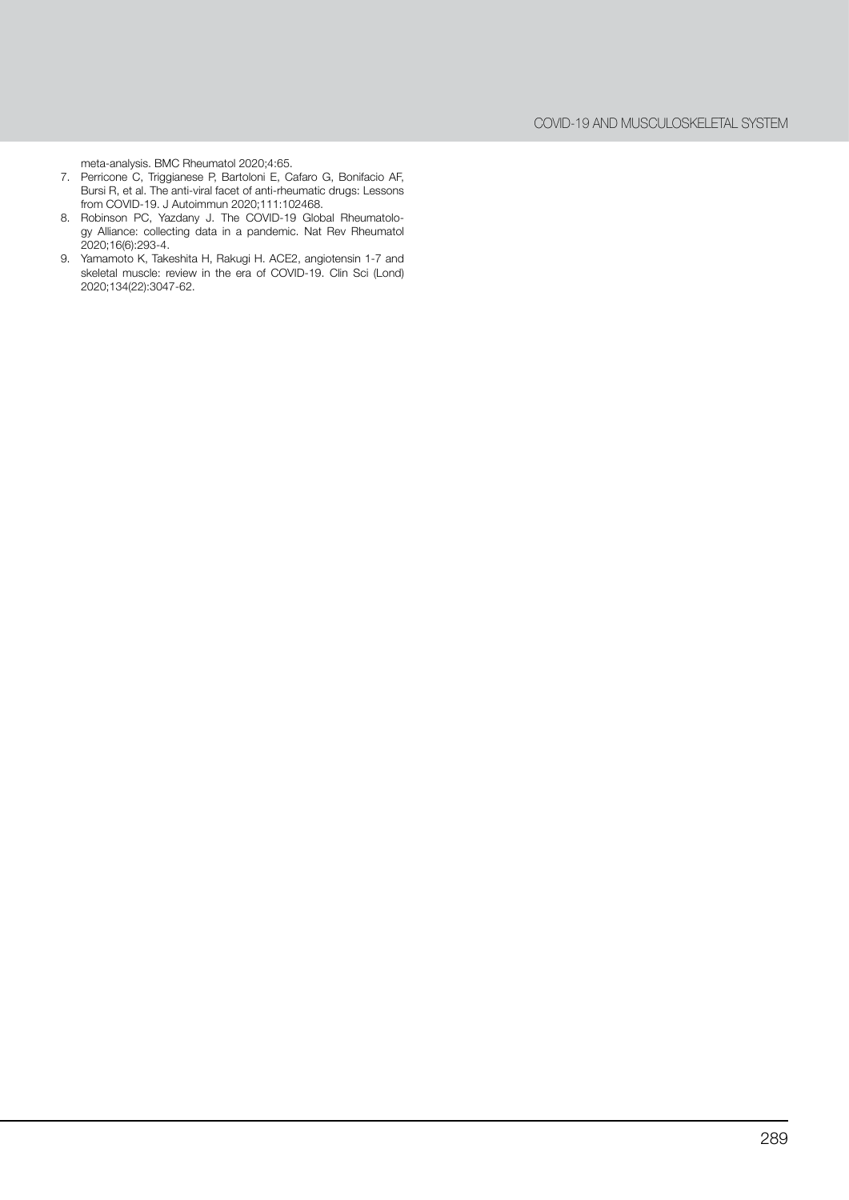meta-analysis. BMC Rheumatol 2020;4:65.

7. Perricone C, Triggianese P, Bartoloni E, Cafaro G, Bonifacio AF, Bursi R, et al. The anti-viral facet of anti-rheumatic drugs: Lessons from COVID-19. J Autoimmun 2020;111:102468.
8. Robinson PC, Yazdany J. The COVID-19 Global Rheumatology Alliance: collecting data in a pandemic. Nat Rev Rheumatol 2020;16(6):293-4.
9. Yamamoto K, Takeshita H, Rakugi H. ACE2, angiotensin 1-7 and skeletal muscle: review in the era of COVID-19. Clin Sci (Lond) 2020;134(22):3047-62.